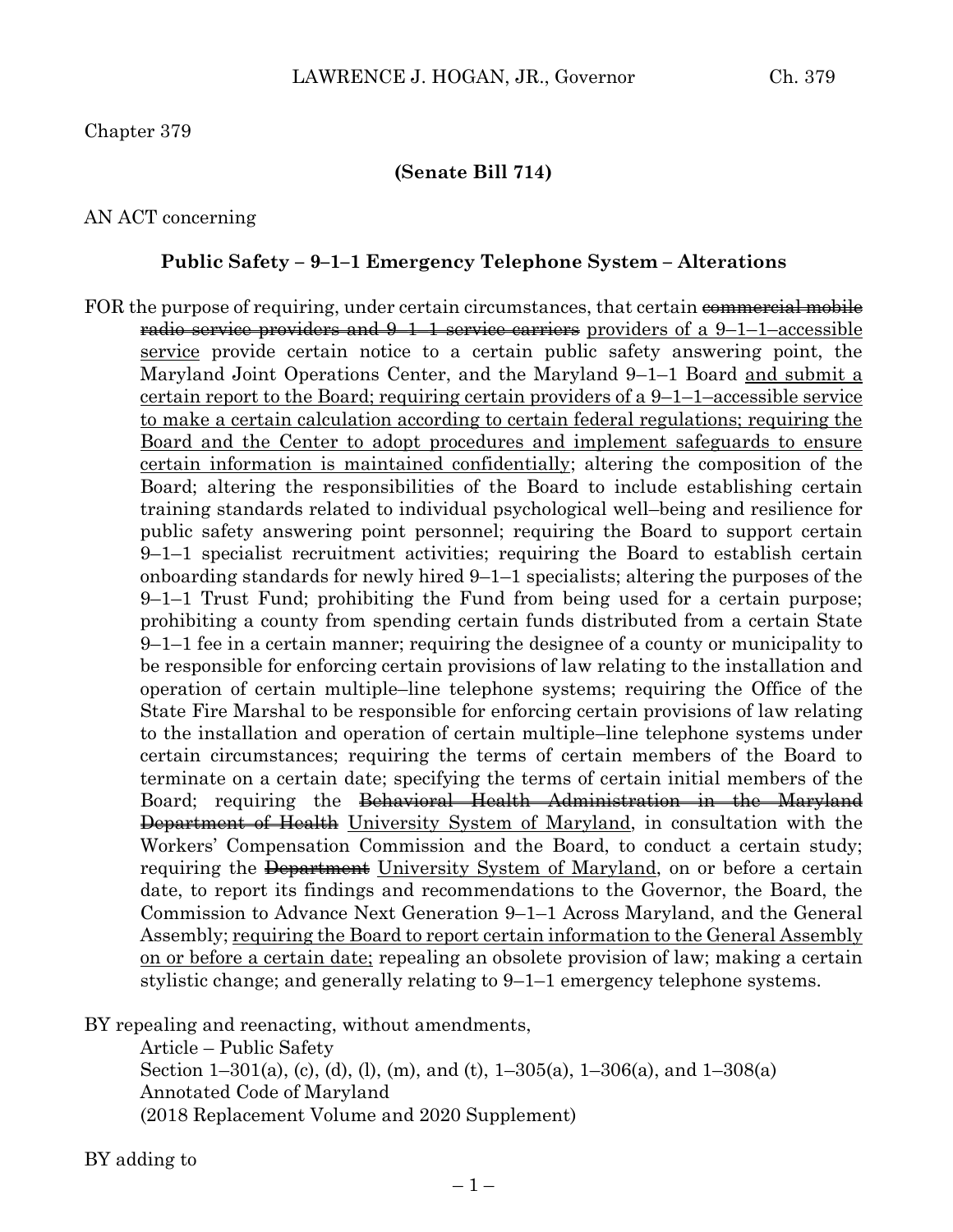Chapter 379

**(Senate Bill 714)**

AN ACT concerning

**Public Safety – 9–1–1 Emergency Telephone System – Alterations**

FOR the purpose of requiring, under certain circumstances, that certain ~~commercial mobile radio service providers and 9–1–1 service carriers~~ providers of a 9–1–1–accessible service provide certain notice to a certain public safety answering point, the Maryland Joint Operations Center, and the Maryland 9–1–1 Board and submit a certain report to the Board; requiring certain providers of a 9–1–1–accessible service to make a certain calculation according to certain federal regulations; requiring the Board and the Center to adopt procedures and implement safeguards to ensure certain information is maintained confidentially; altering the composition of the Board; altering the responsibilities of the Board to include establishing certain training standards related to individual psychological well–being and resilience for public safety answering point personnel; requiring the Board to support certain 9–1–1 specialist recruitment activities; requiring the Board to establish certain onboarding standards for newly hired 9–1–1 specialists; altering the purposes of the 9–1–1 Trust Fund; prohibiting the Fund from being used for a certain purpose; prohibiting a county from spending certain funds distributed from a certain State 9–1–1 fee in a certain manner; requiring the designee of a county or municipality to be responsible for enforcing certain provisions of law relating to the installation and operation of certain multiple–line telephone systems; requiring the Office of the State Fire Marshal to be responsible for enforcing certain provisions of law relating to the installation and operation of certain multiple–line telephone systems under certain circumstances; requiring the terms of certain members of the Board to terminate on a certain date; specifying the terms of certain initial members of the Board; requiring the ~~Behavioral Health Administration in the Maryland Department of Health~~ University System of Maryland, in consultation with the Workers' Compensation Commission and the Board, to conduct a certain study; requiring the ~~Department~~ University System of Maryland, on or before a certain date, to report its findings and recommendations to the Governor, the Board, the Commission to Advance Next Generation 9–1–1 Across Maryland, and the General Assembly; requiring the Board to report certain information to the General Assembly on or before a certain date; repealing an obsolete provision of law; making a certain stylistic change; and generally relating to 9–1–1 emergency telephone systems.

BY repealing and reenacting, without amendments,
Article – Public Safety
Section 1–301(a), (c), (d), (l), (m), and (t), 1–305(a), 1–306(a), and 1–308(a)
Annotated Code of Maryland
(2018 Replacement Volume and 2020 Supplement)

BY adding to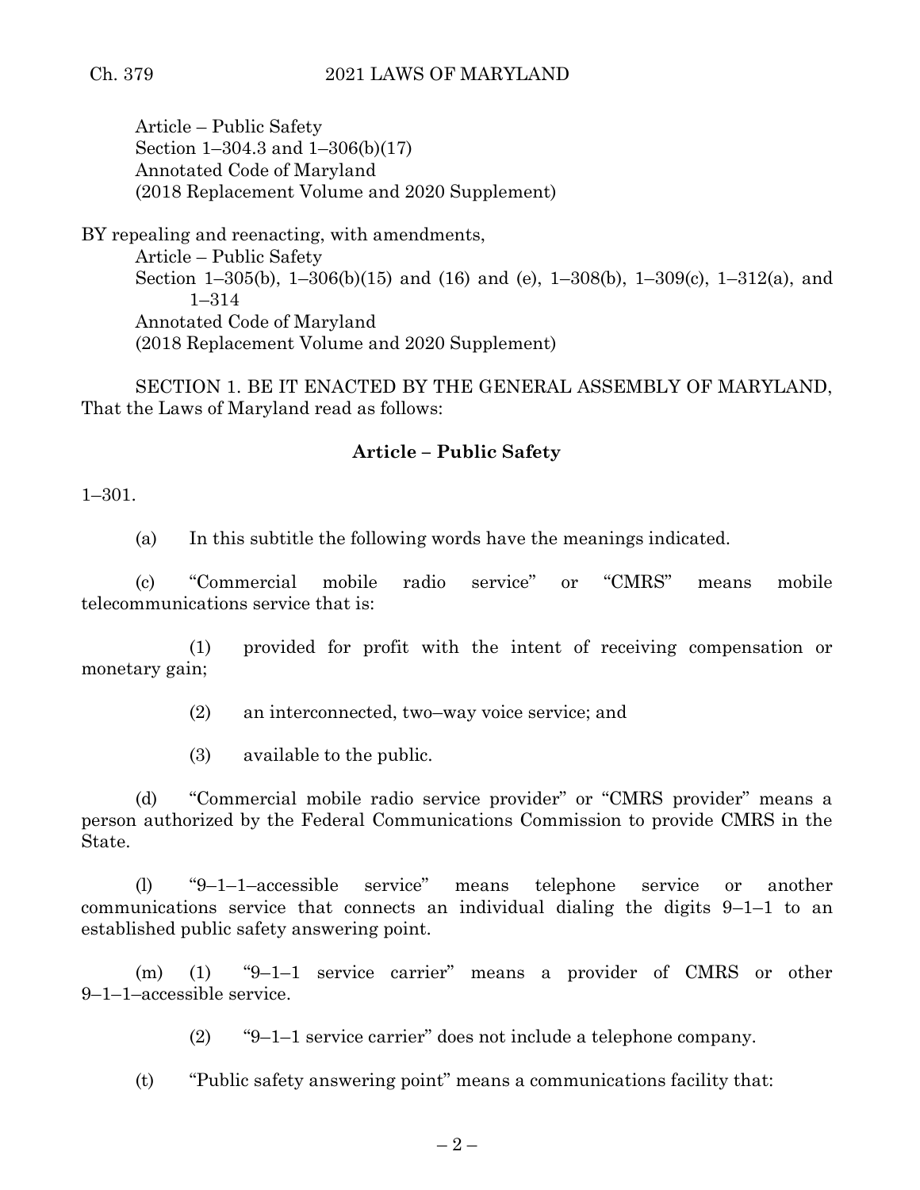Article – Public Safety
Section 1–304.3 and 1–306(b)(17)
Annotated Code of Maryland
(2018 Replacement Volume and 2020 Supplement)

BY repealing and reenacting, with amendments,
Article – Public Safety
Section 1–305(b), 1–306(b)(15) and (16) and (e), 1–308(b), 1–309(c), 1–312(a), and 1–314
Annotated Code of Maryland
(2018 Replacement Volume and 2020 Supplement)

SECTION 1. BE IT ENACTED BY THE GENERAL ASSEMBLY OF MARYLAND, That the Laws of Maryland read as follows:

**Article – Public Safety**

1–301.

(a) In this subtitle the following words have the meanings indicated.

(c) "Commercial mobile radio service" or "CMRS" means mobile telecommunications service that is:

(1) provided for profit with the intent of receiving compensation or monetary gain;

(2) an interconnected, two–way voice service; and

(3) available to the public.

(d) "Commercial mobile radio service provider" or "CMRS provider" means a person authorized by the Federal Communications Commission to provide CMRS in the State.

(l) "9–1–1–accessible service" means telephone service or another communications service that connects an individual dialing the digits 9–1–1 to an established public safety answering point.

(m) (1) "9–1–1 service carrier" means a provider of CMRS or other 9–1–1–accessible service.

(2) "9–1–1 service carrier" does not include a telephone company.

(t) "Public safety answering point" means a communications facility that: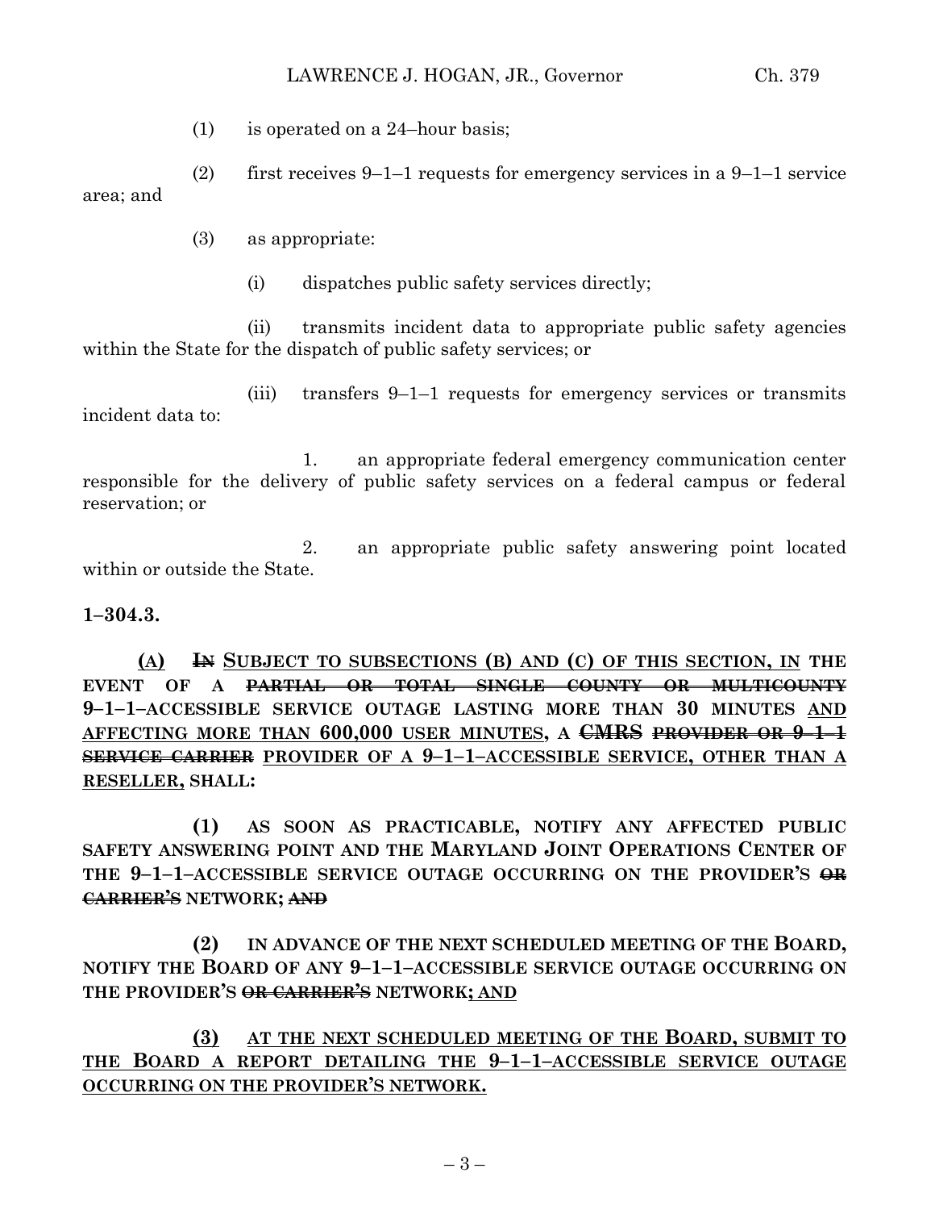(1) is operated on a 24–hour basis;

(2) first receives 9–1–1 requests for emergency services in a 9–1–1 service area; and

(3) as appropriate:

(i) dispatches public safety services directly;

(ii) transmits incident data to appropriate public safety agencies within the State for the dispatch of public safety services; or

(iii) transfers 9–1–1 requests for emergency services or transmits incident data to:

1. an appropriate federal emergency communication center responsible for the delivery of public safety services on a federal campus or federal reservation; or

2. an appropriate public safety answering point located within or outside the State.

**1–304.3.**

<u>(A)</u> ~~**IN**~~ <u>**SUBJECT TO SUBSECTIONS (B) AND (C) OF THIS SECTION, IN**</u> **THE EVENT OF A** ~~**PARTIAL OR TOTAL SINGLE COUNTY OR MULTICOUNTY**~~ **9–1–1–ACCESSIBLE SERVICE OUTAGE LASTING MORE THAN 30 MINUTES** <u>**AND AFFECTING MORE THAN 600,000 USER MINUTES**</u>**, A** ~~**CMRS PROVIDER OR 9–1–1 SERVICE CARRIER**~~ <u>**PROVIDER OF A 9–1–1–ACCESSIBLE SERVICE, OTHER THAN A RESELLER,**</u> **SHALL:**

**(1) AS SOON AS PRACTICABLE, NOTIFY ANY AFFECTED PUBLIC SAFETY ANSWERING POINT AND THE MARYLAND JOINT OPERATIONS CENTER OF THE 9–1–1–ACCESSIBLE SERVICE OUTAGE OCCURRING ON THE PROVIDER'S** ~~**OR CARRIER'S**~~ **NETWORK;** ~~**AND**~~

**(2) IN ADVANCE OF THE NEXT SCHEDULED MEETING OF THE BOARD, NOTIFY THE BOARD OF ANY 9–1–1–ACCESSIBLE SERVICE OUTAGE OCCURRING ON THE PROVIDER'S** ~~**OR CARRIER'S**~~ **NETWORK**<u>**; AND**</u>

<u>**(3) AT THE NEXT SCHEDULED MEETING OF THE BOARD, SUBMIT TO THE BOARD A REPORT DETAILING THE 9–1–1–ACCESSIBLE SERVICE OUTAGE OCCURRING ON THE PROVIDER'S NETWORK.**</u>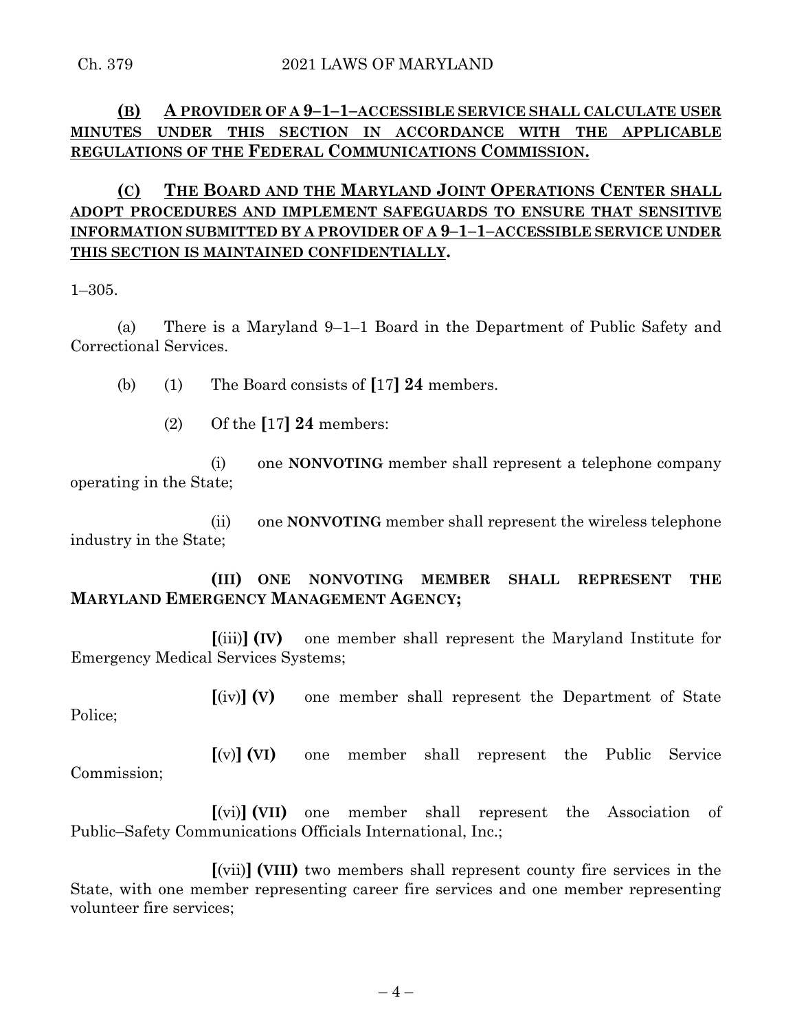**(B) A PROVIDER OF A 9–1–1–ACCESSIBLE SERVICE SHALL CALCULATE USER MINUTES UNDER THIS SECTION IN ACCORDANCE WITH THE APPLICABLE REGULATIONS OF THE FEDERAL COMMUNICATIONS COMMISSION.**

**(C) THE BOARD AND THE MARYLAND JOINT OPERATIONS CENTER SHALL ADOPT PROCEDURES AND IMPLEMENT SAFEGUARDS TO ENSURE THAT SENSITIVE INFORMATION SUBMITTED BY A PROVIDER OF A 9–1–1–ACCESSIBLE SERVICE UNDER THIS SECTION IS MAINTAINED CONFIDENTIALLY.**

1–305.

(a) There is a Maryland 9–1–1 Board in the Department of Public Safety and Correctional Services.

(b) (1) The Board consists of **[**17**] 24** members.

(2) Of the **[**17**] 24** members:

(i) one **NONVOTING** member shall represent a telephone company operating in the State;

(ii) one **NONVOTING** member shall represent the wireless telephone industry in the State;

**(III) ONE NONVOTING MEMBER SHALL REPRESENT THE MARYLAND EMERGENCY MANAGEMENT AGENCY;**

**[**(iii)**] (IV)** one member shall represent the Maryland Institute for Emergency Medical Services Systems;

**[**(iv)**] (V)** one member shall represent the Department of State Police;

**[**(v)**] (VI)** one member shall represent the Public Service Commission;

**[**(vi)**] (VII)** one member shall represent the Association of Public–Safety Communications Officials International, Inc.;

**[**(vii)**] (VIII)** two members shall represent county fire services in the State, with one member representing career fire services and one member representing volunteer fire services;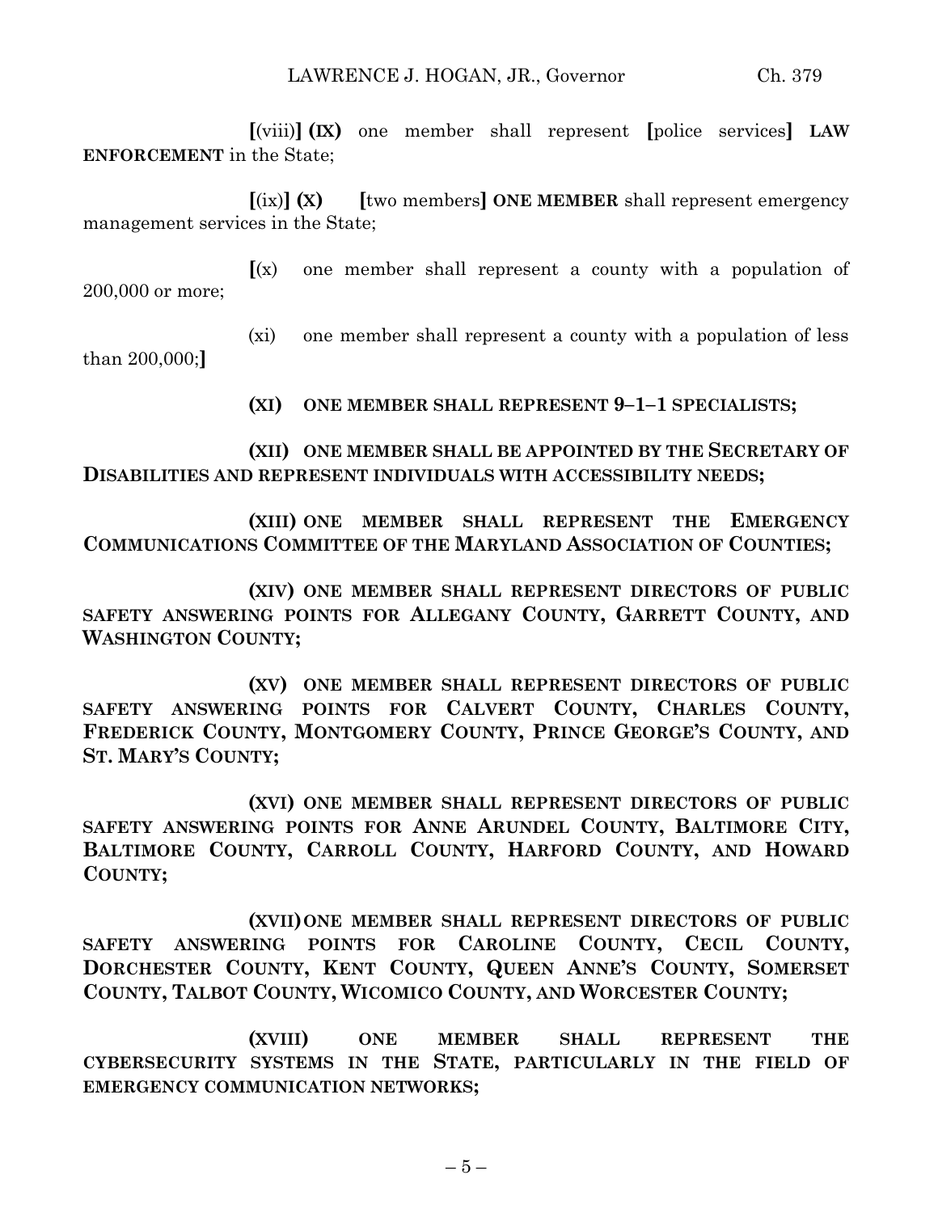[(viii)] **(IX)** one member shall represent [police services] **LAW ENFORCEMENT** in the State;

[(ix)] **(X)** [two members] **ONE MEMBER** shall represent emergency management services in the State;

[(x) one member shall represent a county with a population of 200,000 or more;

(xi) one member shall represent a county with a population of less than 200,000;]

**(XI) ONE MEMBER SHALL REPRESENT 9–1–1 SPECIALISTS;**

**(XII) ONE MEMBER SHALL BE APPOINTED BY THE SECRETARY OF DISABILITIES AND REPRESENT INDIVIDUALS WITH ACCESSIBILITY NEEDS;**

**(XIII) ONE MEMBER SHALL REPRESENT THE EMERGENCY COMMUNICATIONS COMMITTEE OF THE MARYLAND ASSOCIATION OF COUNTIES;**

**(XIV) ONE MEMBER SHALL REPRESENT DIRECTORS OF PUBLIC SAFETY ANSWERING POINTS FOR ALLEGANY COUNTY, GARRETT COUNTY, AND WASHINGTON COUNTY;**

**(XV) ONE MEMBER SHALL REPRESENT DIRECTORS OF PUBLIC SAFETY ANSWERING POINTS FOR CALVERT COUNTY, CHARLES COUNTY, FREDERICK COUNTY, MONTGOMERY COUNTY, PRINCE GEORGE'S COUNTY, AND ST. MARY'S COUNTY;**

**(XVI) ONE MEMBER SHALL REPRESENT DIRECTORS OF PUBLIC SAFETY ANSWERING POINTS FOR ANNE ARUNDEL COUNTY, BALTIMORE CITY, BALTIMORE COUNTY, CARROLL COUNTY, HARFORD COUNTY, AND HOWARD COUNTY;**

**(XVII) ONE MEMBER SHALL REPRESENT DIRECTORS OF PUBLIC SAFETY ANSWERING POINTS FOR CAROLINE COUNTY, CECIL COUNTY, DORCHESTER COUNTY, KENT COUNTY, QUEEN ANNE'S COUNTY, SOMERSET COUNTY, TALBOT COUNTY, WICOMICO COUNTY, AND WORCESTER COUNTY;**

**(XVIII) ONE MEMBER SHALL REPRESENT THE CYBERSECURITY SYSTEMS IN THE STATE, PARTICULARLY IN THE FIELD OF EMERGENCY COMMUNICATION NETWORKS;**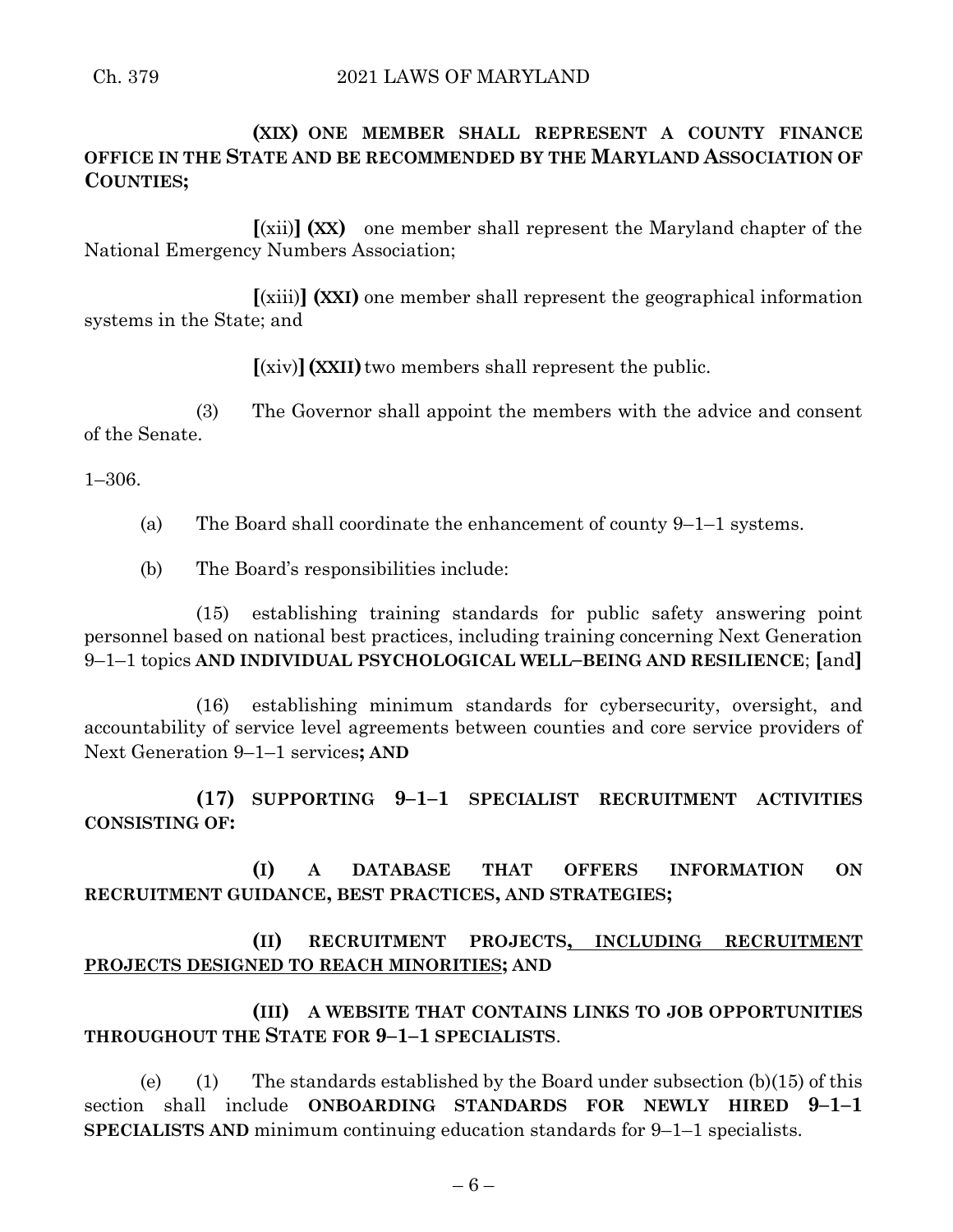**(XIX) ONE MEMBER SHALL REPRESENT A COUNTY FINANCE OFFICE IN THE STATE AND BE RECOMMENDED BY THE MARYLAND ASSOCIATION OF COUNTIES;**

**[**(xii)**] (XX)** one member shall represent the Maryland chapter of the National Emergency Numbers Association;

**[**(xiii)**] (XXI)** one member shall represent the geographical information systems in the State; and

**[**(xiv)**] (XXII)** two members shall represent the public.

(3) The Governor shall appoint the members with the advice and consent of the Senate.

1–306.

(a) The Board shall coordinate the enhancement of county 9–1–1 systems.

(b) The Board's responsibilities include:

(15) establishing training standards for public safety answering point personnel based on national best practices, including training concerning Next Generation 9–1–1 topics **AND INDIVIDUAL PSYCHOLOGICAL WELL–BEING AND RESILIENCE**; **[**and**]**

(16) establishing minimum standards for cybersecurity, oversight, and accountability of service level agreements between counties and core service providers of Next Generation 9–1–1 services**; AND**

**(17) SUPPORTING 9–1–1 SPECIALIST RECRUITMENT ACTIVITIES CONSISTING OF:**

**(I) A DATABASE THAT OFFERS INFORMATION ON RECRUITMENT GUIDANCE, BEST PRACTICES, AND STRATEGIES;**

**(II) RECRUITMENT PROJECTS, INCLUDING RECRUITMENT PROJECTS DESIGNED TO REACH MINORITIES; AND**

**(III) A WEBSITE THAT CONTAINS LINKS TO JOB OPPORTUNITIES THROUGHOUT THE STATE FOR 9–1–1 SPECIALISTS**.

(e) (1) The standards established by the Board under subsection (b)(15) of this section shall include **ONBOARDING STANDARDS FOR NEWLY HIRED 9–1–1 SPECIALISTS AND** minimum continuing education standards for 9–1–1 specialists.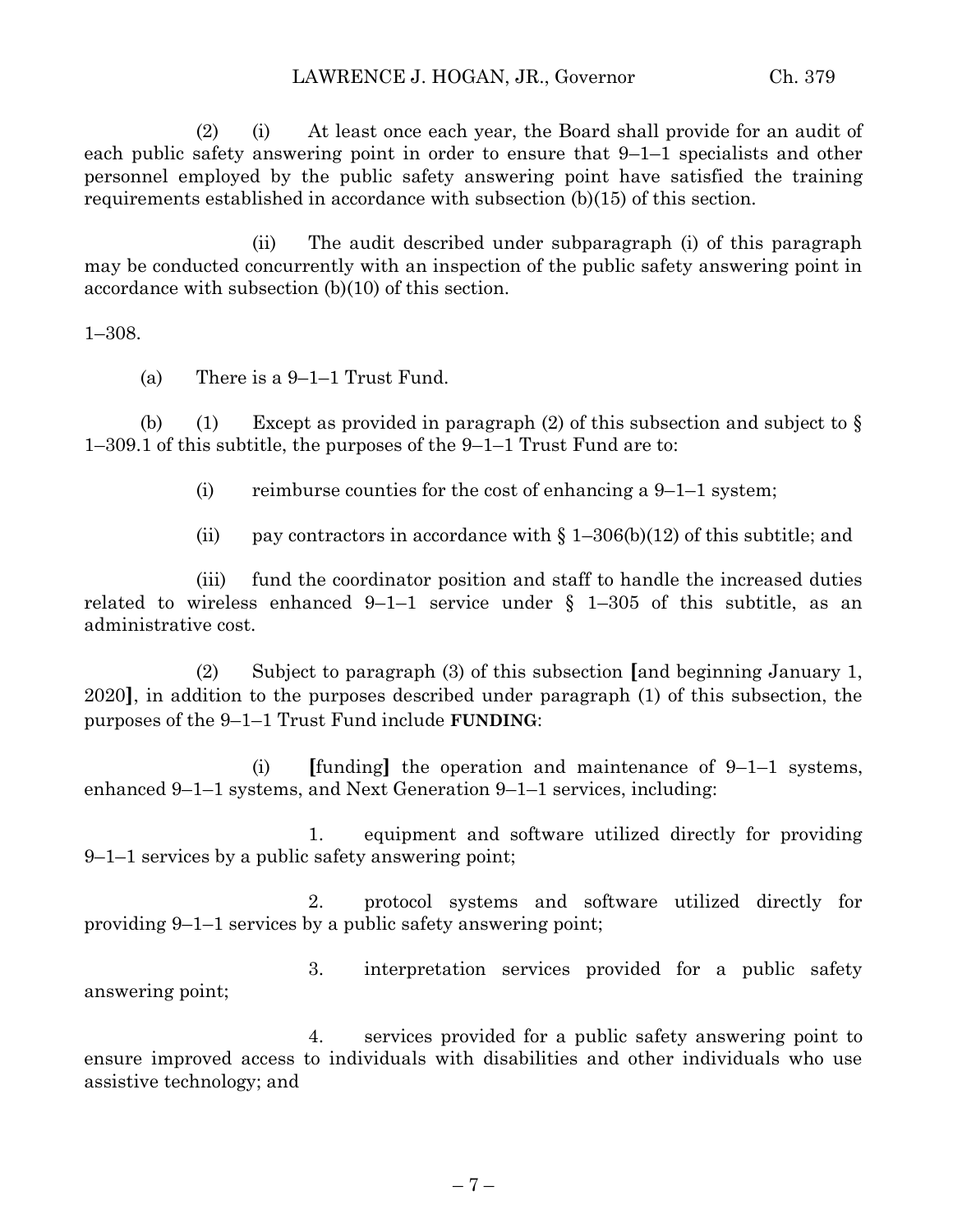(2) (i) At least once each year, the Board shall provide for an audit of each public safety answering point in order to ensure that 9–1–1 specialists and other personnel employed by the public safety answering point have satisfied the training requirements established in accordance with subsection (b)(15) of this section.

(ii) The audit described under subparagraph (i) of this paragraph may be conducted concurrently with an inspection of the public safety answering point in accordance with subsection (b)(10) of this section.

1–308.

(a) There is a 9–1–1 Trust Fund.

(b) (1) Except as provided in paragraph (2) of this subsection and subject to § 1–309.1 of this subtitle, the purposes of the 9–1–1 Trust Fund are to:

(i) reimburse counties for the cost of enhancing a 9–1–1 system;

(ii) pay contractors in accordance with § 1–306(b)(12) of this subtitle; and

(iii) fund the coordinator position and staff to handle the increased duties related to wireless enhanced 9–1–1 service under § 1–305 of this subtitle, as an administrative cost.

(2) Subject to paragraph (3) of this subsection [and beginning January 1, 2020], in addition to the purposes described under paragraph (1) of this subsection, the purposes of the 9–1–1 Trust Fund include **FUNDING**:

(i) [funding] the operation and maintenance of 9–1–1 systems, enhanced 9–1–1 systems, and Next Generation 9–1–1 services, including:

1. equipment and software utilized directly for providing 9–1–1 services by a public safety answering point;

2. protocol systems and software utilized directly for providing 9–1–1 services by a public safety answering point;

3. interpretation services provided for a public safety answering point;

4. services provided for a public safety answering point to ensure improved access to individuals with disabilities and other individuals who use assistive technology; and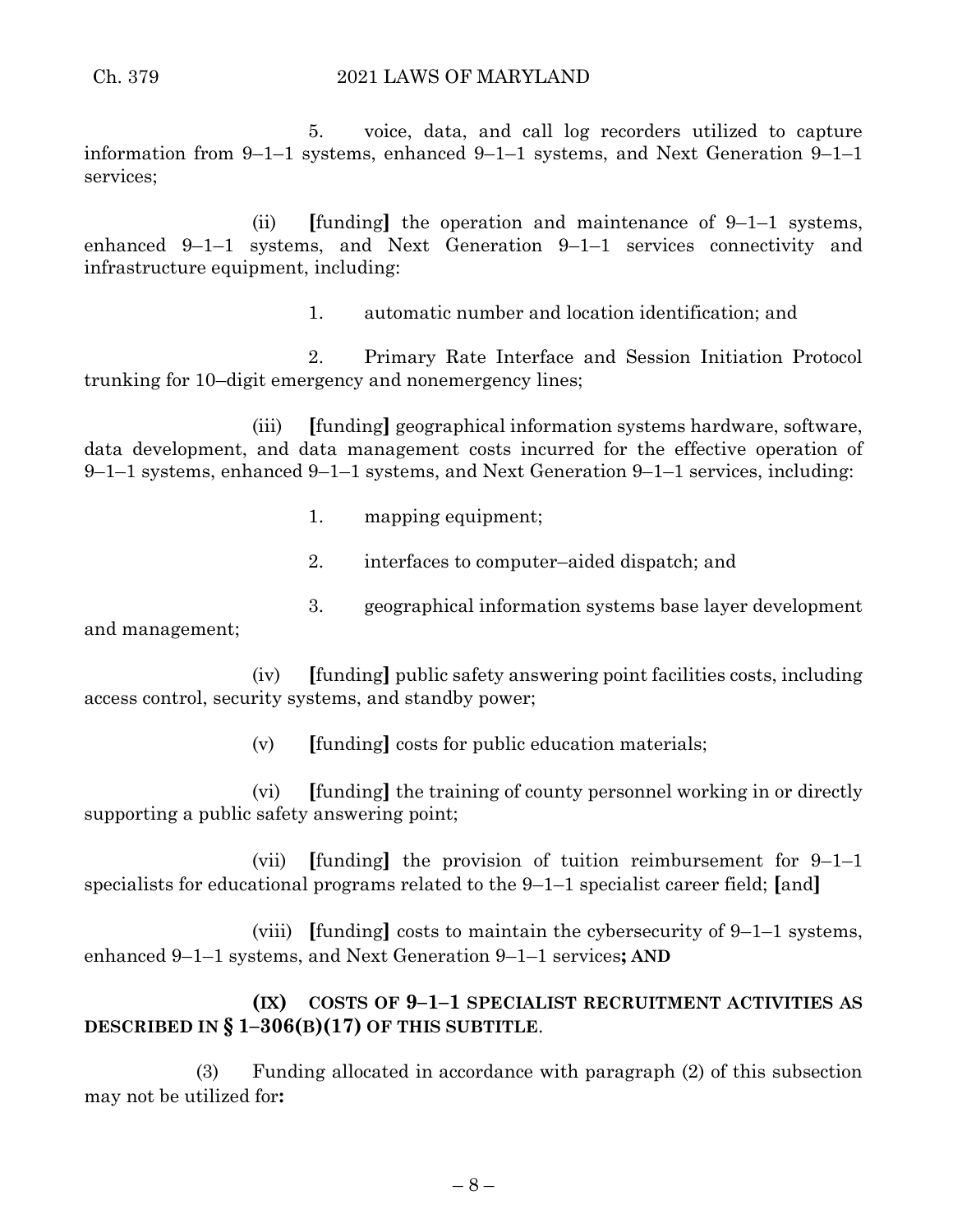5. voice, data, and call log recorders utilized to capture information from 9–1–1 systems, enhanced 9–1–1 systems, and Next Generation 9–1–1 services;

(ii) **[**funding**]** the operation and maintenance of 9–1–1 systems, enhanced 9–1–1 systems, and Next Generation 9–1–1 services connectivity and infrastructure equipment, including:

1. automatic number and location identification; and

2. Primary Rate Interface and Session Initiation Protocol trunking for 10–digit emergency and nonemergency lines;

(iii) **[**funding**]** geographical information systems hardware, software, data development, and data management costs incurred for the effective operation of 9–1–1 systems, enhanced 9–1–1 systems, and Next Generation 9–1–1 services, including:

1. mapping equipment;

2. interfaces to computer–aided dispatch; and

3. geographical information systems base layer development and management;

(iv) **[**funding**]** public safety answering point facilities costs, including access control, security systems, and standby power;

(v) **[**funding**]** costs for public education materials;

(vi) **[**funding**]** the training of county personnel working in or directly supporting a public safety answering point;

(vii) **[**funding**]** the provision of tuition reimbursement for 9–1–1 specialists for educational programs related to the 9–1–1 specialist career field; **[**and**]**

(viii) **[**funding**]** costs to maintain the cybersecurity of 9–1–1 systems, enhanced 9–1–1 systems, and Next Generation 9–1–1 services**; AND**

**(IX) COSTS OF 9–1–1 SPECIALIST RECRUITMENT ACTIVITIES AS DESCRIBED IN § 1–306(B)(17) OF THIS SUBTITLE**.

(3) Funding allocated in accordance with paragraph (2) of this subsection may not be utilized for**:**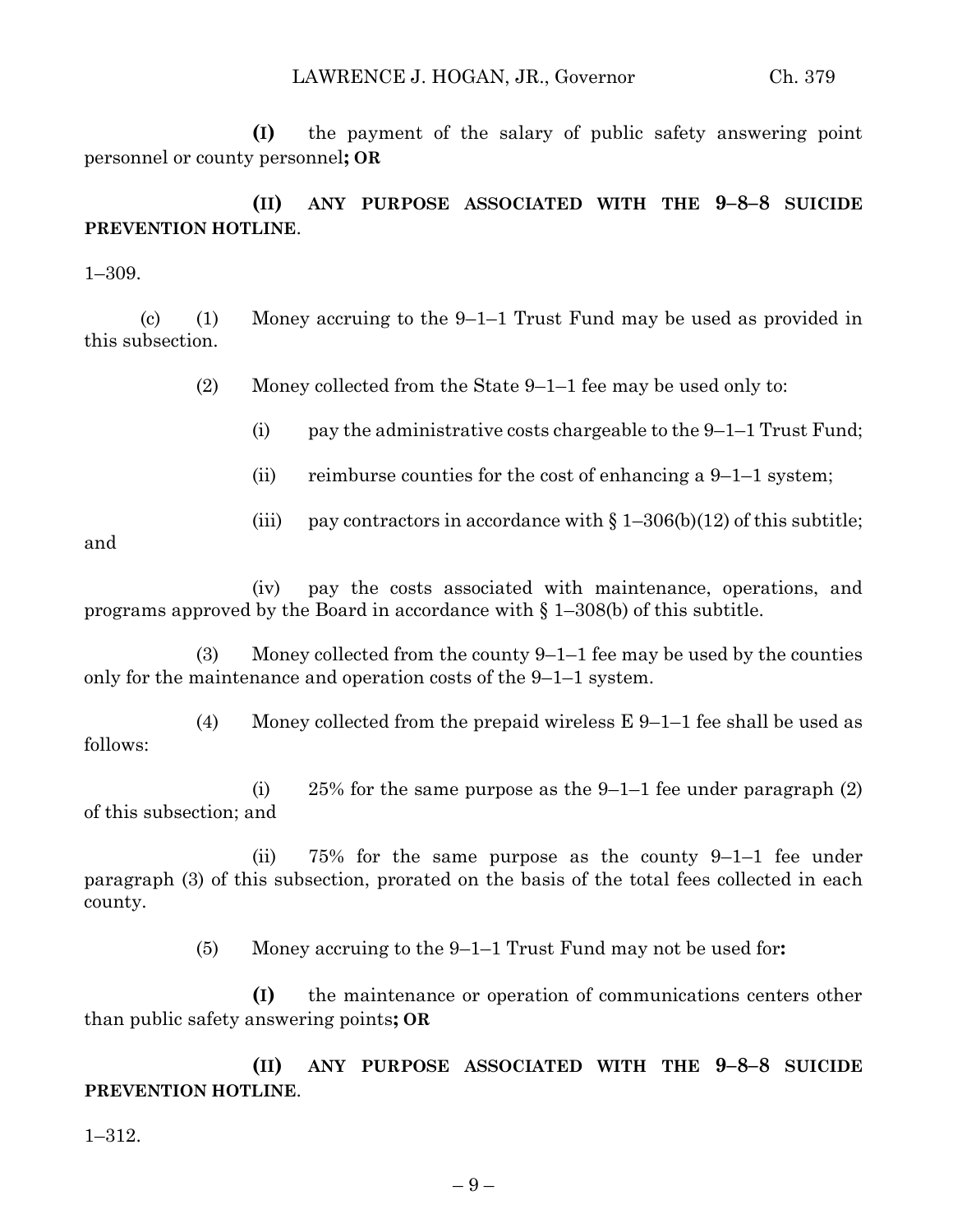**(I)** the payment of the salary of public safety answering point personnel or county personnel**; OR**

**(II) ANY PURPOSE ASSOCIATED WITH THE 9–8–8 SUICIDE PREVENTION HOTLINE**.

1–309.

(c) (1) Money accruing to the 9–1–1 Trust Fund may be used as provided in this subsection.

(2) Money collected from the State 9–1–1 fee may be used only to:

(i) pay the administrative costs chargeable to the 9–1–1 Trust Fund;

(ii) reimburse counties for the cost of enhancing a 9–1–1 system;

(iii) pay contractors in accordance with § 1–306(b)(12) of this subtitle; and

(iv) pay the costs associated with maintenance, operations, and programs approved by the Board in accordance with § 1–308(b) of this subtitle.

(3) Money collected from the county 9–1–1 fee may be used by the counties only for the maintenance and operation costs of the 9–1–1 system.

(4) Money collected from the prepaid wireless E 9–1–1 fee shall be used as follows:

(i) 25% for the same purpose as the 9–1–1 fee under paragraph (2) of this subsection; and

(ii) 75% for the same purpose as the county 9–1–1 fee under paragraph (3) of this subsection, prorated on the basis of the total fees collected in each county.

(5) Money accruing to the 9–1–1 Trust Fund may not be used for**:**

**(I)** the maintenance or operation of communications centers other than public safety answering points**; OR**

**(II) ANY PURPOSE ASSOCIATED WITH THE 9–8–8 SUICIDE PREVENTION HOTLINE**.

1–312.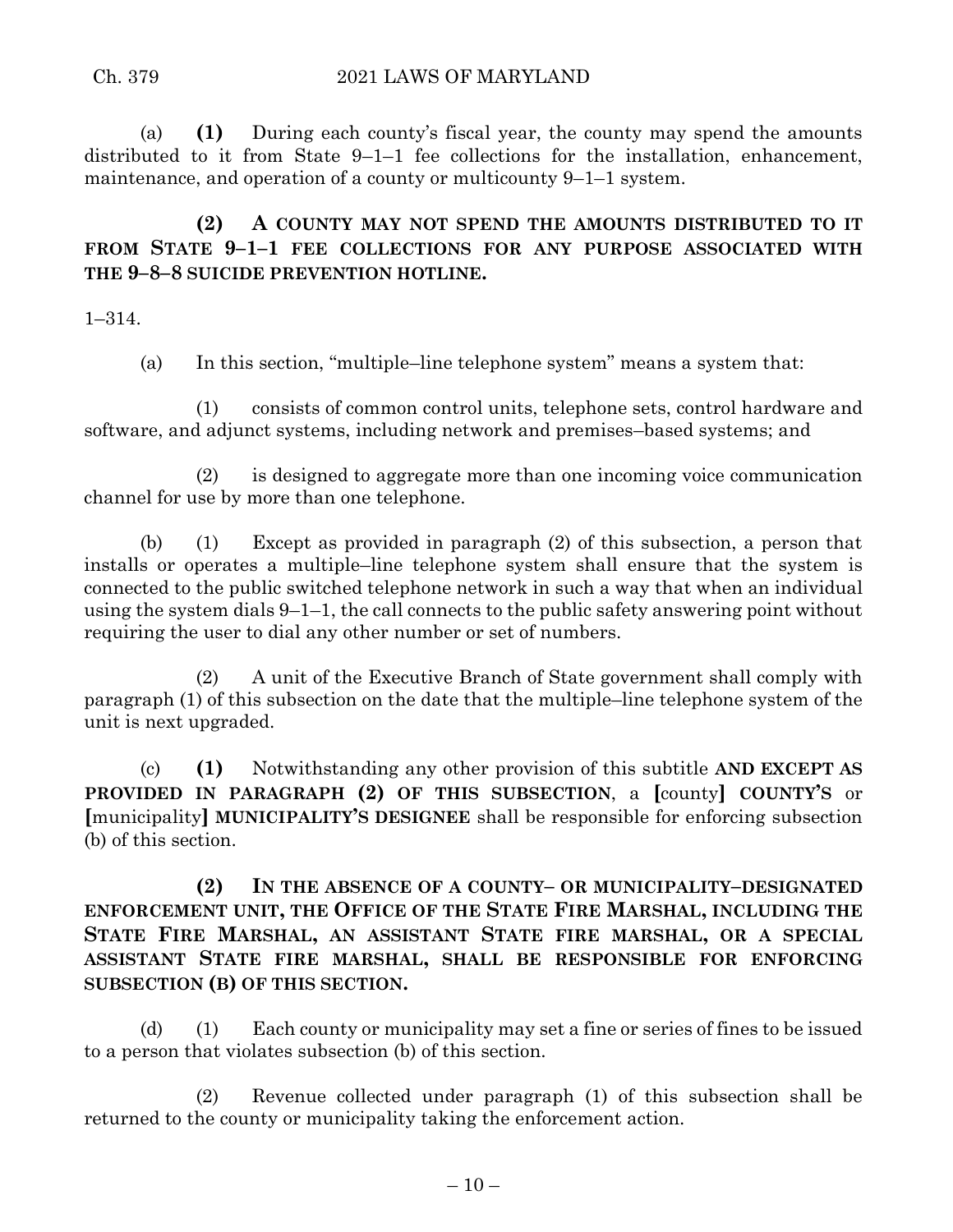(a) **(1)** During each county's fiscal year, the county may spend the amounts distributed to it from State 9–1–1 fee collections for the installation, enhancement, maintenance, and operation of a county or multicounty 9–1–1 system.

**(2) A COUNTY MAY NOT SPEND THE AMOUNTS DISTRIBUTED TO IT FROM STATE 9–1–1 FEE COLLECTIONS FOR ANY PURPOSE ASSOCIATED WITH THE 9–8–8 SUICIDE PREVENTION HOTLINE.**

1–314.

(a) In this section, "multiple–line telephone system" means a system that:

(1) consists of common control units, telephone sets, control hardware and software, and adjunct systems, including network and premises–based systems; and

(2) is designed to aggregate more than one incoming voice communication channel for use by more than one telephone.

(b) (1) Except as provided in paragraph (2) of this subsection, a person that installs or operates a multiple–line telephone system shall ensure that the system is connected to the public switched telephone network in such a way that when an individual using the system dials 9–1–1, the call connects to the public safety answering point without requiring the user to dial any other number or set of numbers.

(2) A unit of the Executive Branch of State government shall comply with paragraph (1) of this subsection on the date that the multiple–line telephone system of the unit is next upgraded.

(c) **(1)** Notwithstanding any other provision of this subtitle **AND EXCEPT AS PROVIDED IN PARAGRAPH (2) OF THIS SUBSECTION**, a **[**county**] COUNTY'S** or **[**municipality**] MUNICIPALITY'S DESIGNEE** shall be responsible for enforcing subsection (b) of this section.

**(2) IN THE ABSENCE OF A COUNTY– OR MUNICIPALITY–DESIGNATED ENFORCEMENT UNIT, THE OFFICE OF THE STATE FIRE MARSHAL, INCLUDING THE STATE FIRE MARSHAL, AN ASSISTANT STATE FIRE MARSHAL, OR A SPECIAL ASSISTANT STATE FIRE MARSHAL, SHALL BE RESPONSIBLE FOR ENFORCING SUBSECTION (B) OF THIS SECTION.**

(d) (1) Each county or municipality may set a fine or series of fines to be issued to a person that violates subsection (b) of this section.

(2) Revenue collected under paragraph (1) of this subsection shall be returned to the county or municipality taking the enforcement action.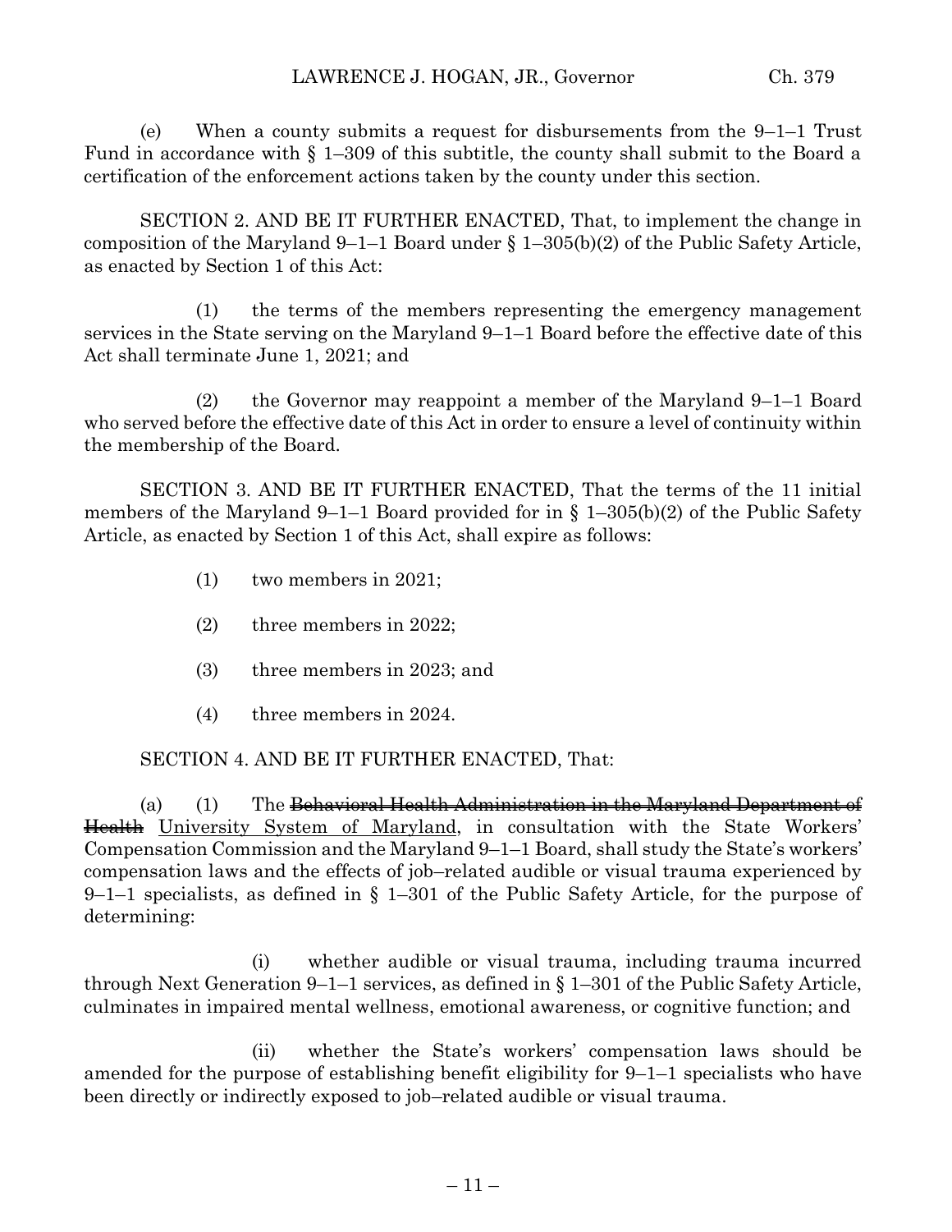(e) When a county submits a request for disbursements from the 9–1–1 Trust Fund in accordance with § 1–309 of this subtitle, the county shall submit to the Board a certification of the enforcement actions taken by the county under this section.

SECTION 2. AND BE IT FURTHER ENACTED, That, to implement the change in composition of the Maryland 9–1–1 Board under § 1–305(b)(2) of the Public Safety Article, as enacted by Section 1 of this Act:

(1) the terms of the members representing the emergency management services in the State serving on the Maryland 9–1–1 Board before the effective date of this Act shall terminate June 1, 2021; and

(2) the Governor may reappoint a member of the Maryland 9–1–1 Board who served before the effective date of this Act in order to ensure a level of continuity within the membership of the Board.

SECTION 3. AND BE IT FURTHER ENACTED, That the terms of the 11 initial members of the Maryland 9–1–1 Board provided for in § 1–305(b)(2) of the Public Safety Article, as enacted by Section 1 of this Act, shall expire as follows:

(1) two members in 2021;

(2) three members in 2022;

(3) three members in 2023; and

(4) three members in 2024.

SECTION 4. AND BE IT FURTHER ENACTED, That:

(a) (1) The ~~Behavioral Health Administration in the Maryland Department of Health~~ University System of Maryland, in consultation with the State Workers' Compensation Commission and the Maryland 9–1–1 Board, shall study the State's workers' compensation laws and the effects of job–related audible or visual trauma experienced by 9–1–1 specialists, as defined in § 1–301 of the Public Safety Article, for the purpose of determining:

(i) whether audible or visual trauma, including trauma incurred through Next Generation 9–1–1 services, as defined in § 1–301 of the Public Safety Article, culminates in impaired mental wellness, emotional awareness, or cognitive function; and

(ii) whether the State's workers' compensation laws should be amended for the purpose of establishing benefit eligibility for 9–1–1 specialists who have been directly or indirectly exposed to job–related audible or visual trauma.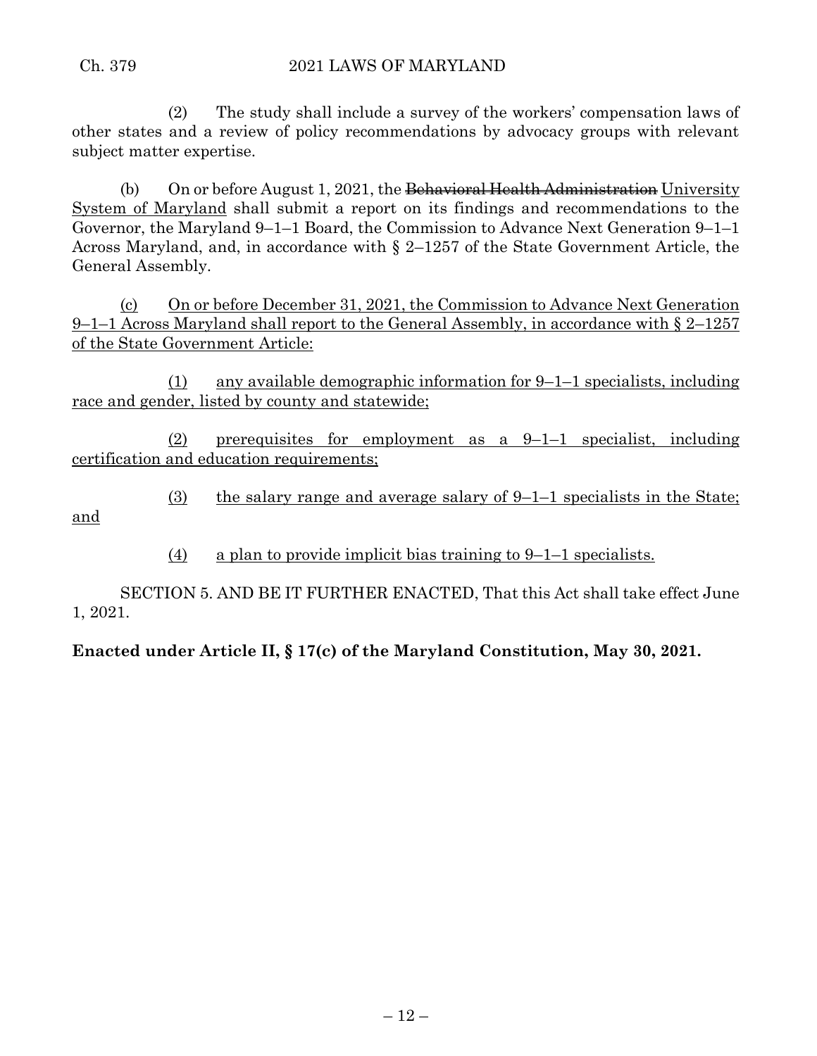(2) The study shall include a survey of the workers' compensation laws of other states and a review of policy recommendations by advocacy groups with relevant subject matter expertise.

(b) On or before August 1, 2021, the ~~Behavioral Health Administration~~ University System of Maryland shall submit a report on its findings and recommendations to the Governor, the Maryland 9–1–1 Board, the Commission to Advance Next Generation 9–1–1 Across Maryland, and, in accordance with § 2–1257 of the State Government Article, the General Assembly.

(c) On or before December 31, 2021, the Commission to Advance Next Generation 9–1–1 Across Maryland shall report to the General Assembly, in accordance with § 2–1257 of the State Government Article:

(1) any available demographic information for 9–1–1 specialists, including race and gender, listed by county and statewide;

(2) prerequisites for employment as a 9–1–1 specialist, including certification and education requirements;

(3) the salary range and average salary of 9–1–1 specialists in the State; and

(4) a plan to provide implicit bias training to 9–1–1 specialists.

SECTION 5. AND BE IT FURTHER ENACTED, That this Act shall take effect June 1, 2021.

**Enacted under Article II, § 17(c) of the Maryland Constitution, May 30, 2021.**